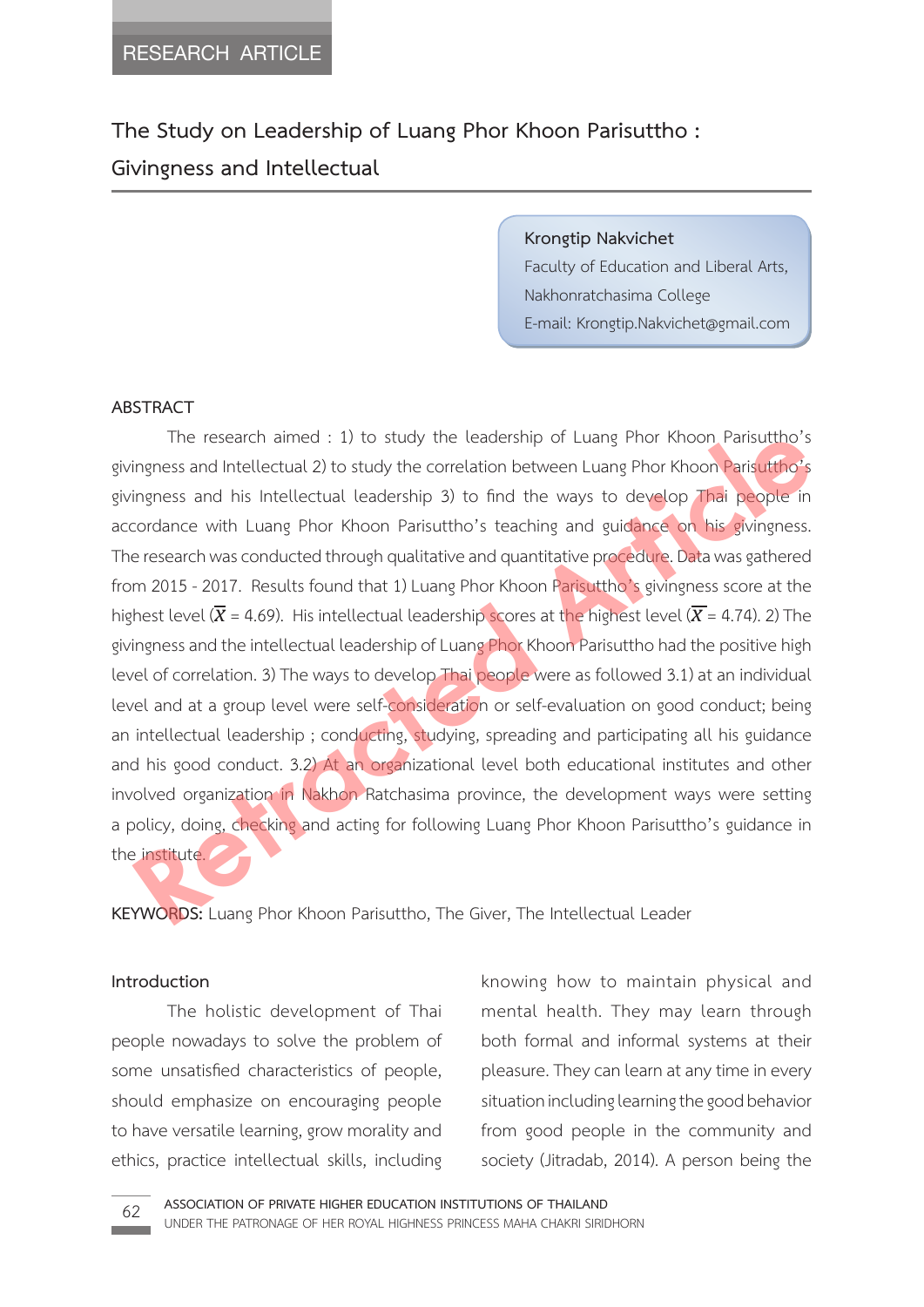RESEARCH ARTICLE

# The Study on Leadership of Luang Phor Khoon Parisuttho : Givingness and Intellectual

**Krongtip Nakvichet**
Faculty of Education and Liberal Arts,
Nakhonratchasima College
E-mail: Krongtip.Nakvichet@gmail.com

## ABSTRACT

The research aimed : 1) to study the leadership of Luang Phor Khoon Parisuttho's givingness and Intellectual 2) to study the correlation between Luang Phor Khoon Parisuttho's givingness and his Intellectual leadership 3) to find the ways to develop Thai people in accordance with Luang Phor Khoon Parisuttho's teaching and guidance on his givingness. The research was conducted through qualitative and quantitative procedure. Data was gathered from 2015 - 2017. Results found that 1) Luang Phor Khoon Parisuttho's givingness score at the highest level ($\overline{X}$ = 4.69). His intellectual leadership scores at the highest level ($\overline{X}$ = 4.74). 2) The givingness and the intellectual leadership of Luang Phor Khoon Parisuttho had the positive high level of correlation. 3) The ways to develop Thai people were as followed 3.1) at an individual level and at a group level were self-consideration or self-evaluation on good conduct; being an intellectual leadership ; conducting, studying, spreading and participating all his guidance and his good conduct. 3.2) At an organizational level both educational institutes and other involved organization in Nakhon Ratchasima province, the development ways were setting a policy, doing, checking and acting for following Luang Phor Khoon Parisuttho's guidance in the institute.

**KEYWORDS:** Luang Phor Khoon Parisuttho, The Giver, The Intellectual Leader

### Introduction

The holistic development of Thai people nowadays to solve the problem of some unsatisfied characteristics of people, should emphasize on encouraging people to have versatile learning, grow morality and ethics, practice intellectual skills, including knowing how to maintain physical and mental health. They may learn through both formal and informal systems at their pleasure. They can learn at any time in every situation including learning the good behavior from good people in the community and society (Jitradab, 2014). A person being the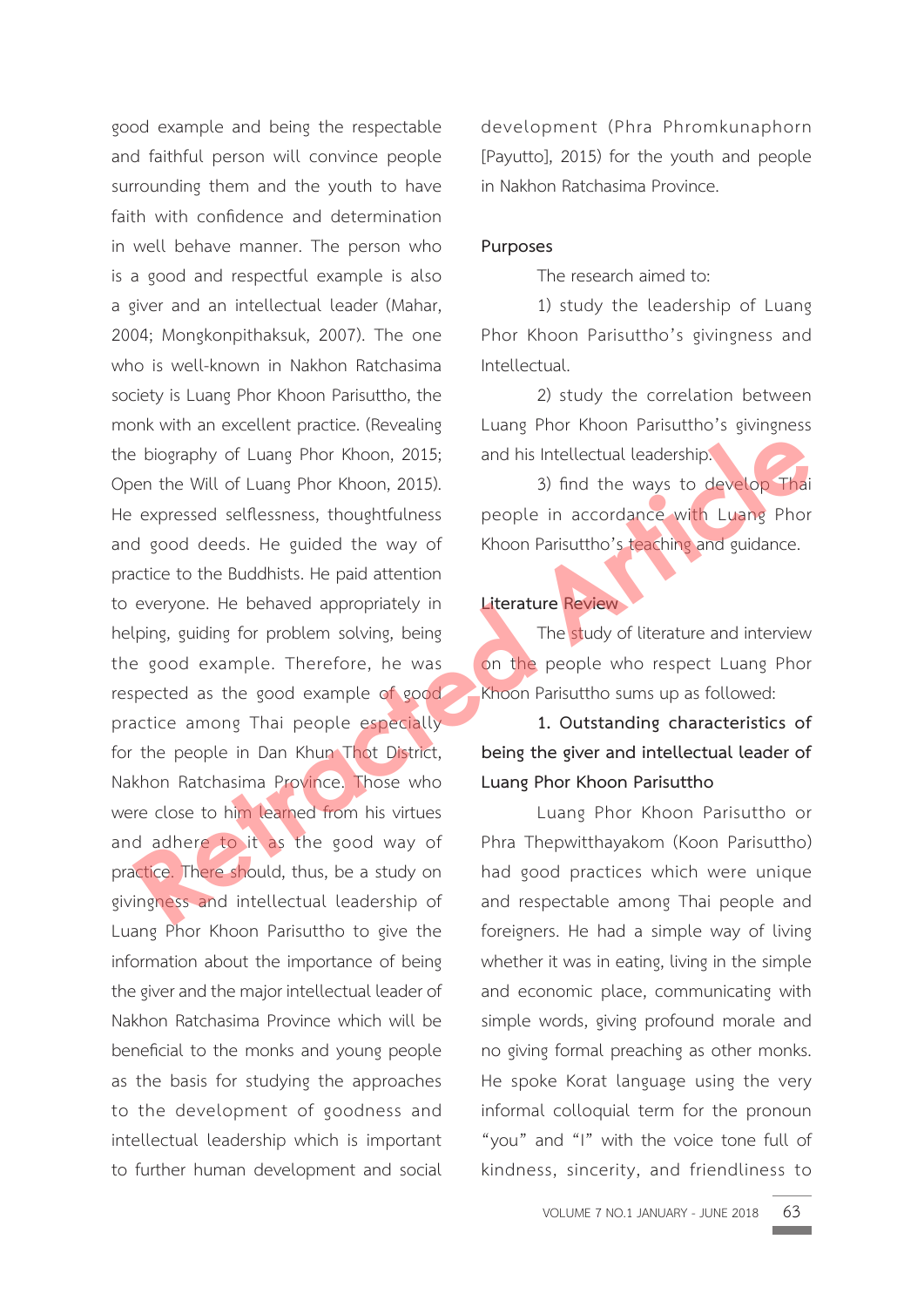good example and being the respectable and faithful person will convince people surrounding them and the youth to have faith with confidence and determination in well behave manner. The person who is a good and respectful example is also a giver and an intellectual leader (Mahar, 2004; Mongkonpithaksuk, 2007). The one who is well-known in Nakhon Ratchasima society is Luang Phor Khoon Parisuttho, the monk with an excellent practice. (Revealing the biography of Luang Phor Khoon, 2015; Open the Will of Luang Phor Khoon, 2015). He expressed selflessness, thoughtfulness and good deeds. He guided the way of practice to the Buddhists. He paid attention to everyone. He behaved appropriately in helping, guiding for problem solving, being the good example. Therefore, he was respected as the good example of good practice among Thai people especially for the people in Dan Khun Thot District, Nakhon Ratchasima Province. Those who were close to him learned from his virtues and adhere to it as the good way of practice. There should, thus, be a study on givingness and intellectual leadership of Luang Phor Khoon Parisuttho to give the information about the importance of being the giver and the major intellectual leader of Nakhon Ratchasima Province which will be beneficial to the monks and young people as the basis for studying the approaches to the development of goodness and intellectual leadership which is important to further human development and social development (Phra Phromkunaphorn [Payutto], 2015) for the youth and people in Nakhon Ratchasima Province.

## Purposes

The research aimed to:

1) study the leadership of Luang Phor Khoon Parisuttho's givingness and Intellectual.

2) study the correlation between Luang Phor Khoon Parisuttho's givingness and his Intellectual leadership.

3) find the ways to develop Thai people in accordance with Luang Phor Khoon Parisuttho's teaching and guidance.

## Literature Review

The study of literature and interview on the people who respect Luang Phor Khoon Parisuttho sums up as followed:

**1. Outstanding characteristics of being the giver and intellectual leader of Luang Phor Khoon Parisuttho**

Luang Phor Khoon Parisuttho or Phra Thepwitthayakom (Koon Parisuttho) had good practices which were unique and respectable among Thai people and foreigners. He had a simple way of living whether it was in eating, living in the simple and economic place, communicating with simple words, giving profound morale and no giving formal preaching as other monks. He spoke Korat language using the very informal colloquial term for the pronoun "you" and "I" with the voice tone full of kindness, sincerity, and friendliness to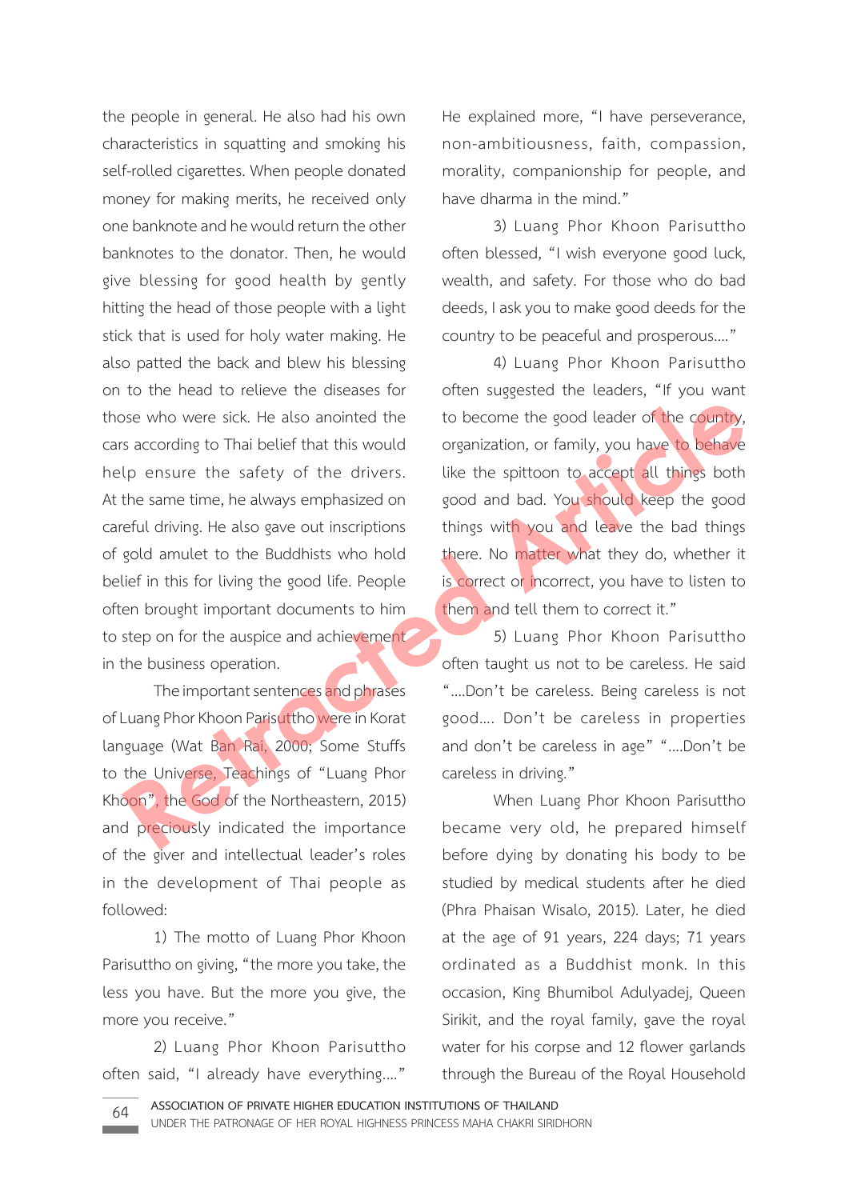the people in general. He also had his own characteristics in squatting and smoking his self-rolled cigarettes. When people donated money for making merits, he received only one banknote and he would return the other banknotes to the donator. Then, he would give blessing for good health by gently hitting the head of those people with a light stick that is used for holy water making. He also patted the back and blew his blessing on to the head to relieve the diseases for those who were sick. He also anointed the cars according to Thai belief that this would help ensure the safety of the drivers. At the same time, he always emphasized on careful driving. He also gave out inscriptions of gold amulet to the Buddhists who hold belief in this for living the good life. People often brought important documents to him to step on for the auspice and achievement in the business operation.

The important sentences and phrases of Luang Phor Khoon Parisuttho were in Korat language (Wat Ban Rai, 2000; Some Stuffs to the Universe, Teachings of "Luang Phor Khoon", the God of the Northeastern, 2015) and preciously indicated the importance of the giver and intellectual leader's roles in the development of Thai people as followed:

1) The motto of Luang Phor Khoon Parisuttho on giving, "the more you take, the less you have. But the more you give, the more you receive."

2) Luang Phor Khoon Parisuttho often said, "I already have everything…." He explained more, "I have perseverance, non-ambitiousness, faith, compassion, morality, companionship for people, and have dharma in the mind."

3) Luang Phor Khoon Parisuttho often blessed, "I wish everyone good luck, wealth, and safety. For those who do bad deeds, I ask you to make good deeds for the country to be peaceful and prosperous…."

4) Luang Phor Khoon Parisuttho often suggested the leaders, "If you want to become the good leader of the country, organization, or family, you have to behave like the spittoon to accept all things both good and bad. You should keep the good things with you and leave the bad things there. No matter what they do, whether it is correct or incorrect, you have to listen to them and tell them to correct it."

5) Luang Phor Khoon Parisuttho often taught us not to be careless. He said "….Don't be careless. Being careless is not good…. Don't be careless in properties and don't be careless in age" "….Don't be careless in driving."

When Luang Phor Khoon Parisuttho became very old, he prepared himself before dying by donating his body to be studied by medical students after he died (Phra Phaisan Wisalo, 2015). Later, he died at the age of 91 years, 224 days; 71 years ordinated as a Buddhist monk. In this occasion, King Bhumibol Adulyadej, Queen Sirikit, and the royal family, gave the royal water for his corpse and 12 flower garlands through the Bureau of the Royal Household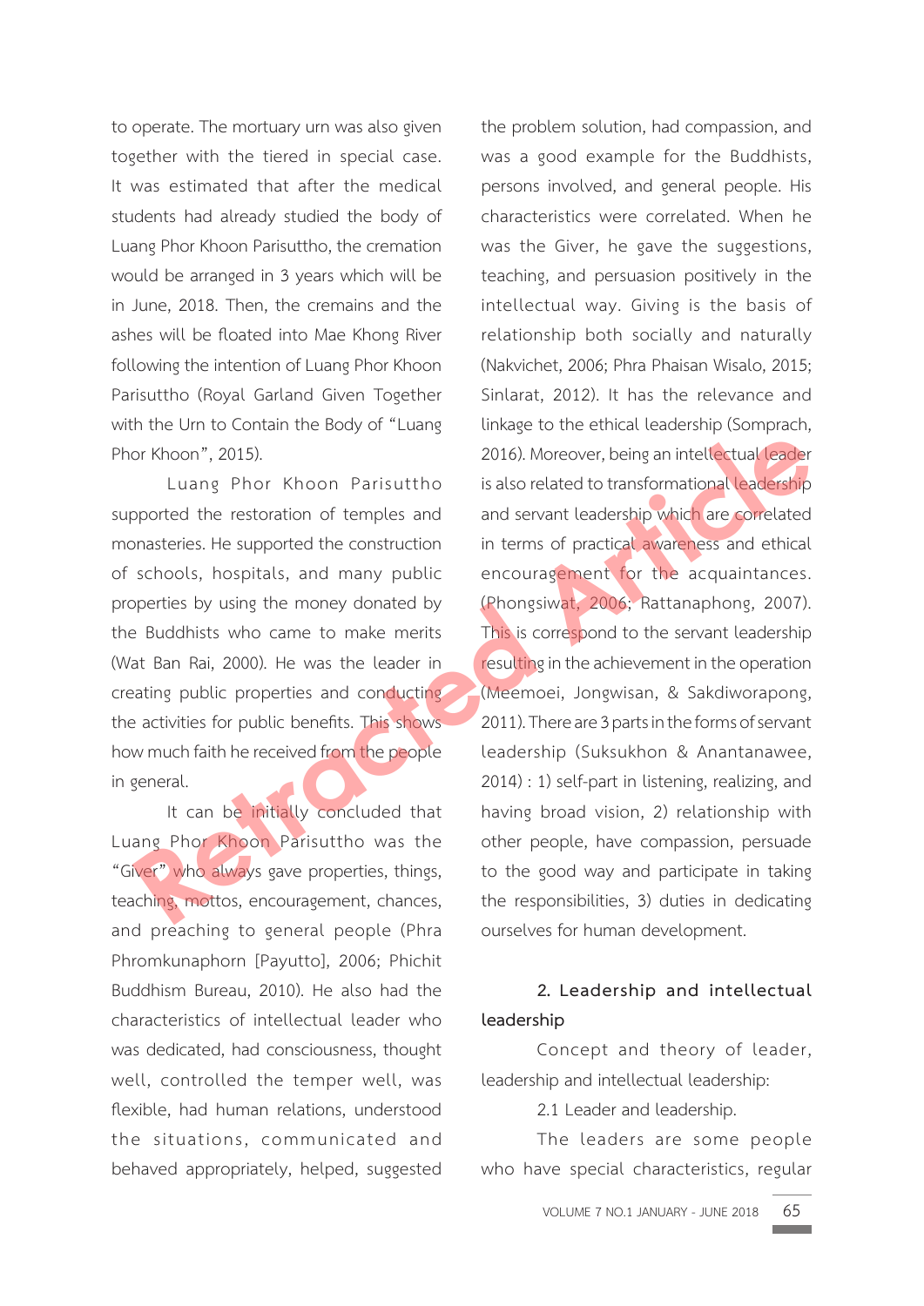to operate. The mortuary urn was also given together with the tiered in special case. It was estimated that after the medical students had already studied the body of Luang Phor Khoon Parisuttho, the cremation would be arranged in 3 years which will be in June, 2018. Then, the cremains and the ashes will be floated into Mae Khong River following the intention of Luang Phor Khoon Parisuttho (Royal Garland Given Together with the Urn to Contain the Body of "Luang Phor Khoon", 2015).

Luang Phor Khoon Parisuttho supported the restoration of temples and monasteries. He supported the construction of schools, hospitals, and many public properties by using the money donated by the Buddhists who came to make merits (Wat Ban Rai, 2000). He was the leader in creating public properties and conducting the activities for public benefits. This shows how much faith he received from the people in general.

It can be initially concluded that Luang Phor Khoon Parisuttho was the "Giver" who always gave properties, things, teaching, mottos, encouragement, chances, and preaching to general people (Phra Phromkunaphorn [Payutto], 2006; Phichit Buddhism Bureau, 2010). He also had the characteristics of intellectual leader who was dedicated, had consciousness, thought well, controlled the temper well, was flexible, had human relations, understood the situations, communicated and behaved appropriately, helped, suggested the problem solution, had compassion, and was a good example for the Buddhists, persons involved, and general people. His characteristics were correlated. When he was the Giver, he gave the suggestions, teaching, and persuasion positively in the intellectual way. Giving is the basis of relationship both socially and naturally (Nakvichet, 2006; Phra Phaisan Wisalo, 2015; Sinlarat, 2012). It has the relevance and linkage to the ethical leadership (Somprach, 2016). Moreover, being an intellectual leader is also related to transformational leadership and servant leadership which are correlated in terms of practical awareness and ethical encouragement for the acquaintances. (Phongsiwat, 2006; Rattanaphong, 2007). This is correspond to the servant leadership resulting in the achievement in the operation (Meemoei, Jongwisan, & Sakdiworapong, 2011). There are 3 parts in the forms of servant leadership (Suksukhon & Anantanawee, 2014) : 1) self-part in listening, realizing, and having broad vision, 2) relationship with other people, have compassion, persuade to the good way and participate in taking the responsibilities, 3) duties in dedicating ourselves for human development.

## 2. Leadership and intellectual leadership

Concept and theory of leader, leadership and intellectual leadership:

2.1 Leader and leadership.

The leaders are some people who have special characteristics, regular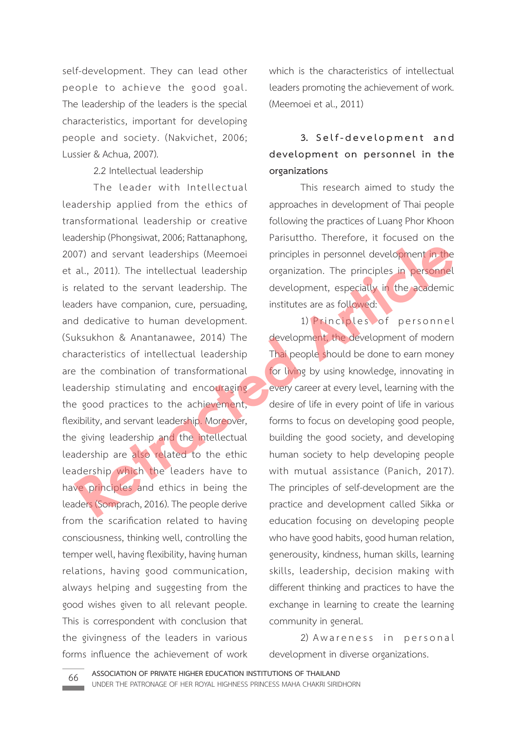self-development. They can lead other people to achieve the good goal. The leadership of the leaders is the special characteristics, important for developing people and society. (Nakvichet, 2006; Lussier & Achua, 2007).

2.2 Intellectual leadership

The leader with Intellectual leadership applied from the ethics of transformational leadership or creative leadership (Phongsiwat, 2006; Rattanaphong, 2007) and servant leaderships (Meemoei et al., 2011). The intellectual leadership is related to the servant leadership. The leaders have companion, cure, persuading, and dedicative to human development. (Suksukhon & Anantanawee, 2014) The characteristics of intellectual leadership are the combination of transformational leadership stimulating and encouraging the good practices to the achievement, flexibility, and servant leadership. Moreover, the giving leadership and the intellectual leadership are also related to the ethic leadership which the leaders have to have principles and ethics in being the leaders (Somprach, 2016). The people derive from the scarification related to having consciousness, thinking well, controlling the temper well, having flexibility, having human relations, having good communication, always helping and suggesting from the good wishes given to all relevant people. This is correspondent with conclusion that the givingness of the leaders in various forms influence the achievement of work which is the characteristics of intellectual leaders promoting the achievement of work. (Meemoei et al., 2011)

### 3. Self-development and development on personnel in the organizations

This research aimed to study the approaches in development of Thai people following the practices of Luang Phor Khoon Parisuttho. Therefore, it focused on the principles in personnel development in the organization. The principles in personnel development, especially in the academic institutes are as followed:

1) Principles of personnel development, the development of modern Thai people should be done to earn money for living by using knowledge, innovating in every career at every level, learning with the desire of life in every point of life in various forms to focus on developing good people, building the good society, and developing human society to help developing people with mutual assistance (Panich, 2017). The principles of self-development are the practice and development called Sikka or education focusing on developing people who have good habits, good human relation, generousity, kindness, human skills, learning skills, leadership, decision making with different thinking and practices to have the exchange in learning to create the learning community in general.

2) Awareness in personal development in diverse organizations.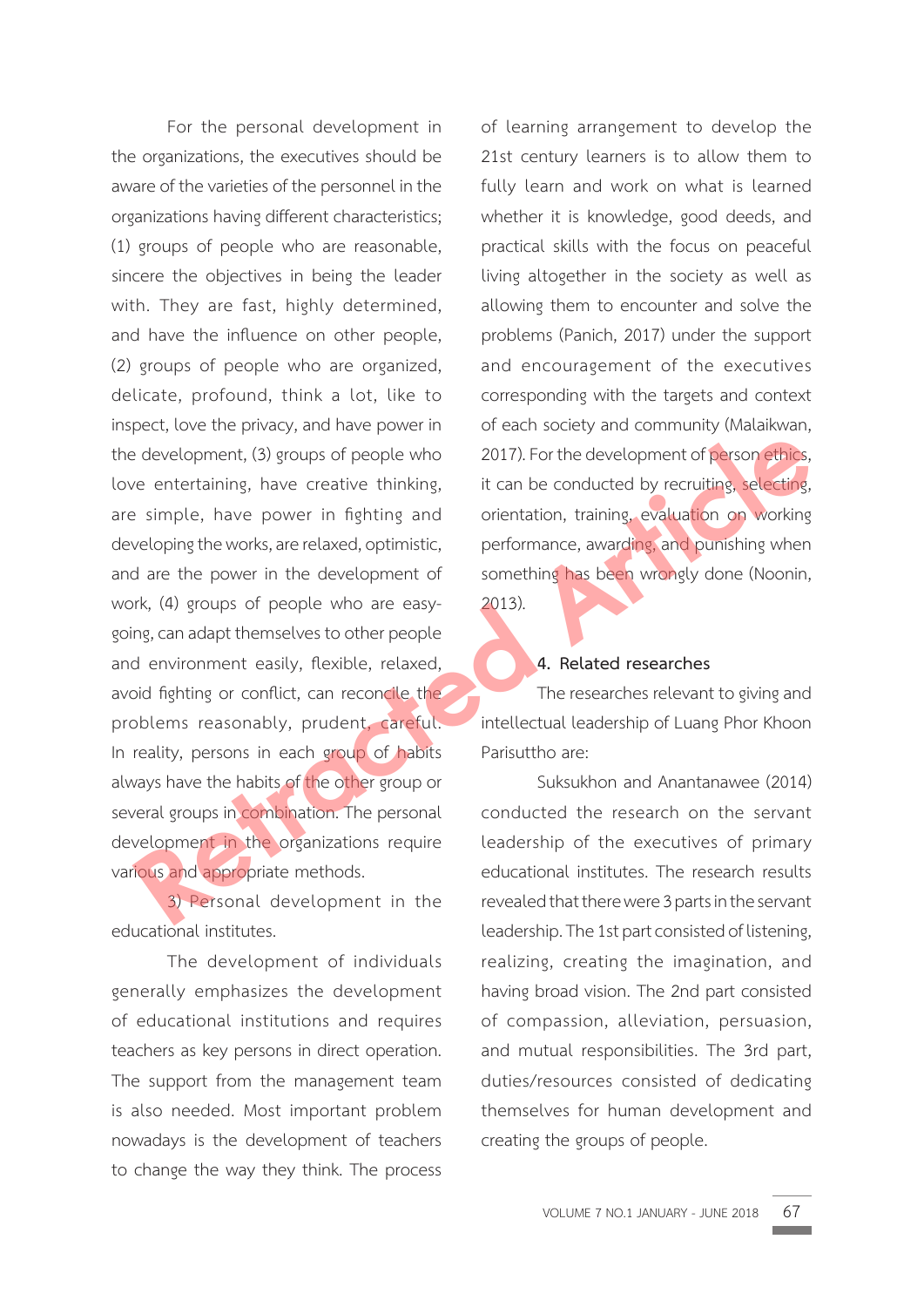For the personal development in the organizations, the executives should be aware of the varieties of the personnel in the organizations having different characteristics; (1) groups of people who are reasonable, sincere the objectives in being the leader with. They are fast, highly determined, and have the influence on other people, (2) groups of people who are organized, delicate, profound, think a lot, like to inspect, love the privacy, and have power in the development, (3) groups of people who love entertaining, have creative thinking, are simple, have power in fighting and developing the works, are relaxed, optimistic, and are the power in the development of work, (4) groups of people who are easy-going, can adapt themselves to other people and environment easily, flexible, relaxed, avoid fighting or conflict, can reconcile the problems reasonably, prudent, careful. In reality, persons in each group of habits always have the habits of the other group or several groups in combination. The personal development in the organizations require various and appropriate methods.

3) Personal development in the educational institutes.

The development of individuals generally emphasizes the development of educational institutions and requires teachers as key persons in direct operation. The support from the management team is also needed. Most important problem nowadays is the development of teachers to change the way they think. The process of learning arrangement to develop the 21st century learners is to allow them to fully learn and work on what is learned whether it is knowledge, good deeds, and practical skills with the focus on peaceful living altogether in the society as well as allowing them to encounter and solve the problems (Panich, 2017) under the support and encouragement of the executives corresponding with the targets and context of each society and community (Malaikwan, 2017). For the development of person ethics, it can be conducted by recruiting, selecting, orientation, training, evaluation on working performance, awarding, and punishing when something has been wrongly done (Noonin, 2013).

## 4. Related researches

The researches relevant to giving and intellectual leadership of Luang Phor Khoon Parisuttho are:

Suksukhon and Anantanawee (2014) conducted the research on the servant leadership of the executives of primary educational institutes. The research results revealed that there were 3 parts in the servant leadership. The 1st part consisted of listening, realizing, creating the imagination, and having broad vision. The 2nd part consisted of compassion, alleviation, persuasion, and mutual responsibilities. The 3rd part, duties/resources consisted of dedicating themselves for human development and creating the groups of people.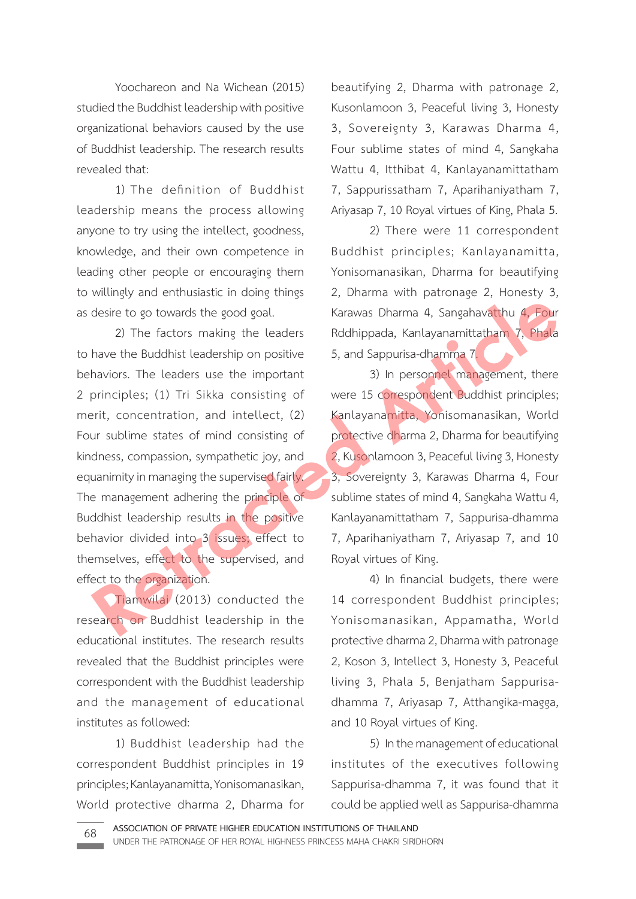Yoochareon and Na Wichean (2015) studied the Buddhist leadership with positive organizational behaviors caused by the use of Buddhist leadership. The research results revealed that:

1) The definition of Buddhist leadership means the process allowing anyone to try using the intellect, goodness, knowledge, and their own competence in leading other people or encouraging them to willingly and enthusiastic in doing things as desire to go towards the good goal.

2) The factors making the leaders to have the Buddhist leadership on positive behaviors. The leaders use the important 2 principles; (1) Tri Sikka consisting of merit, concentration, and intellect, (2) Four sublime states of mind consisting of kindness, compassion, sympathetic joy, and equanimity in managing the supervised fairly. The management adhering the principle of Buddhist leadership results in the positive behavior divided into 3 issues; effect to themselves, effect to the supervised, and effect to the organization.

Tiamwilai (2013) conducted the research on Buddhist leadership in the educational institutes. The research results revealed that the Buddhist principles were correspondent with the Buddhist leadership and the management of educational institutes as followed:

1) Buddhist leadership had the correspondent Buddhist principles in 19 principles; Kanlayanamitta, Yonisomanasikan, World protective dharma 2, Dharma for beautifying 2, Dharma with patronage 2, Kusonlamoon 3, Peaceful living 3, Honesty 3, Sovereignty 3, Karawas Dharma 4, Four sublime states of mind 4, Sangkaha Wattu 4, Itthibat 4, Kanlayanamittatham 7, Sappurissatham 7, Aparihaniyatham 7, Ariyasap 7, 10 Royal virtues of King, Phala 5.

2) There were 11 correspondent Buddhist principles; Kanlayanamitta, Yonisomanasikan, Dharma for beautifying 2, Dharma with patronage 2, Honesty 3, Karawas Dharma 4, Sangahavatthu 4, Four Rddhippada, Kanlayanamittatham 7, Phala 5, and Sappurisa-dhamma 7.

3) In personnel management, there were 15 correspondent Buddhist principles; Kanlayanamitta, Yonisomanasikan, World protective dharma 2, Dharma for beautifying 2, Kusonlamoon 3, Peaceful living 3, Honesty 3, Sovereignty 3, Karawas Dharma 4, Four sublime states of mind 4, Sangkaha Wattu 4, Kanlayanamittatham 7, Sappurisa-dhamma 7, Aparihaniyatham 7, Ariyasap 7, and 10 Royal virtues of King.

4) In financial budgets, there were 14 correspondent Buddhist principles; Yonisomanasikan, Appamatha, World protective dharma 2, Dharma with patronage 2, Koson 3, Intellect 3, Honesty 3, Peaceful living 3, Phala 5, Benjatham Sappurisa-dhamma 7, Ariyasap 7, Atthangika-magga, and 10 Royal virtues of King.

5) In the management of educational institutes of the executives following Sappurisa-dhamma 7, it was found that it could be applied well as Sappurisa-dhamma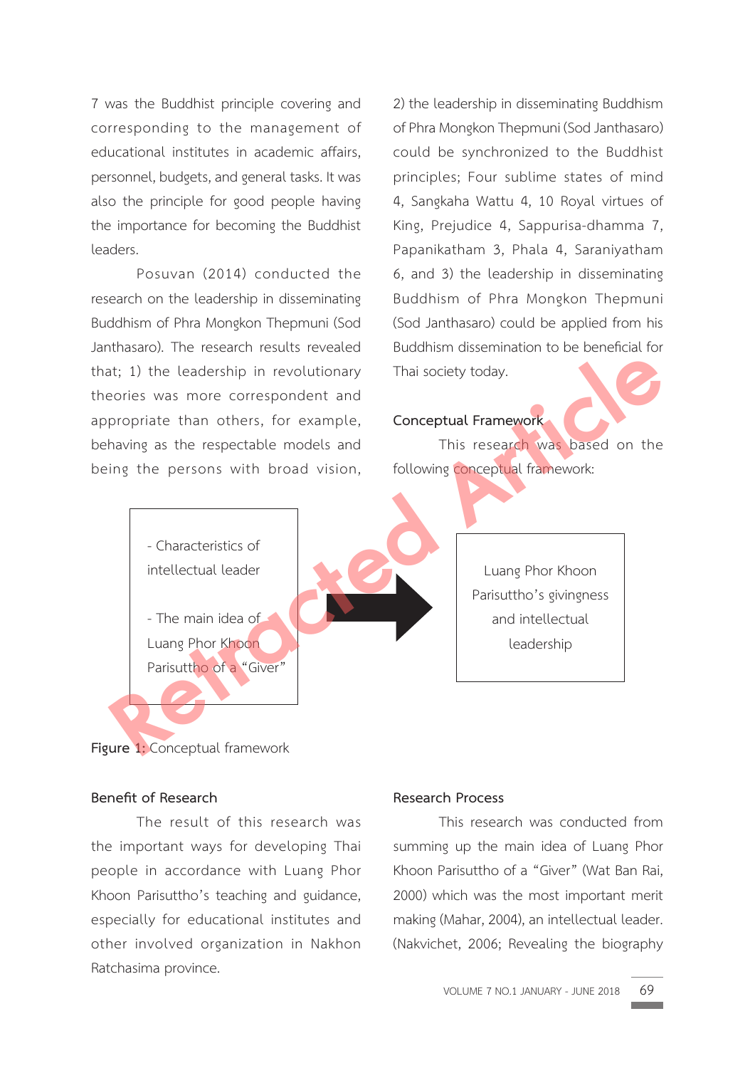7 was the Buddhist principle covering and corresponding to the management of educational institutes in academic affairs, personnel, budgets, and general tasks. It was also the principle for good people having the importance for becoming the Buddhist leaders.

Posuvan (2014) conducted the research on the leadership in disseminating Buddhism of Phra Mongkon Thepmuni (Sod Janthasaro). The research results revealed that; 1) the leadership in revolutionary theories was more correspondent and appropriate than others, for example, behaving as the respectable models and being the persons with broad vision, 2) the leadership in disseminating Buddhism of Phra Mongkon Thepmuni (Sod Janthasaro) could be synchronized to the Buddhist principles; Four sublime states of mind 4, Sangkaha Wattu 4, 10 Royal virtues of King, Prejudice 4, Sappurisa-dhamma 7, Papanikatham 3, Phala 4, Saraniyatham 6, and 3) the leadership in disseminating Buddhism of Phra Mongkon Thepmuni (Sod Janthasaro) could be applied from his Buddhism dissemination to be beneficial for Thai society today.

## Conceptual Framework

This research was based on the following conceptual framework:

- Characteristics of intellectual leader

- The main idea of Luang Phor Khoon Parisuttho of a "Giver"

→

Luang Phor Khoon Parisuttho's givingness and intellectual leadership

**Figure 1:** Conceptual framework

## Benefit of Research

The result of this research was the important ways for developing Thai people in accordance with Luang Phor Khoon Parisuttho's teaching and guidance, especially for educational institutes and other involved organization in Nakhon Ratchasima province.

## Research Process

This research was conducted from summing up the main idea of Luang Phor Khoon Parisuttho of a "Giver" (Wat Ban Rai, 2000) which was the most important merit making (Mahar, 2004), an intellectual leader. (Nakvichet, 2006; Revealing the biography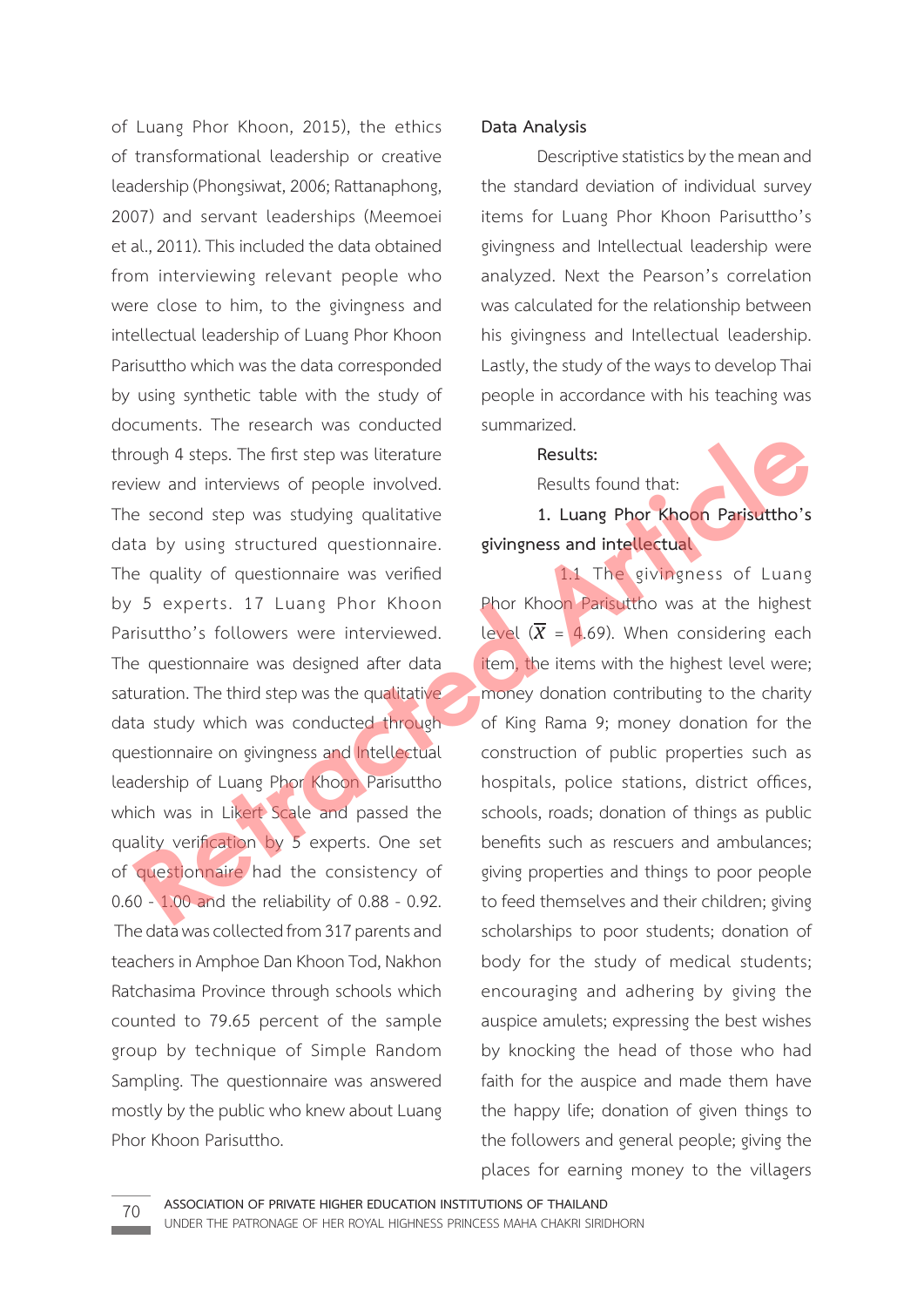of Luang Phor Khoon, 2015), the ethics of transformational leadership or creative leadership (Phongsiwat, 2006; Rattanaphong, 2007) and servant leaderships (Meemoei et al., 2011). This included the data obtained from interviewing relevant people who were close to him, to the givingness and intellectual leadership of Luang Phor Khoon Parisuttho which was the data corresponded by using synthetic table with the study of documents. The research was conducted through 4 steps. The first step was literature review and interviews of people involved. The second step was studying qualitative data by using structured questionnaire. The quality of questionnaire was verified by 5 experts. 17 Luang Phor Khoon Parisuttho's followers were interviewed. The questionnaire was designed after data saturation. The third step was the qualitative data study which was conducted through questionnaire on givingness and Intellectual leadership of Luang Phor Khoon Parisuttho which was in Likert Scale and passed the quality verification by 5 experts. One set of questionnaire had the consistency of 0.60 - 1.00 and the reliability of 0.88 - 0.92. The data was collected from 317 parents and teachers in Amphoe Dan Khoon Tod, Nakhon Ratchasima Province through schools which counted to 79.65 percent of the sample group by technique of Simple Random Sampling. The questionnaire was answered mostly by the public who knew about Luang Phor Khoon Parisuttho.

**Data Analysis**

Descriptive statistics by the mean and the standard deviation of individual survey items for Luang Phor Khoon Parisuttho's givingness and Intellectual leadership were analyzed. Next the Pearson's correlation was calculated for the relationship between his givingness and Intellectual leadership. Lastly, the study of the ways to develop Thai people in accordance with his teaching was summarized.

**Results:**

Results found that:

**1. Luang Phor Khoon Parisuttho's givingness and intellectual**

1.1 The givingness of Luang Phor Khoon Parisuttho was at the highest level ($\overline{X}$ = 4.69). When considering each item, the items with the highest level were; money donation contributing to the charity of King Rama 9; money donation for the construction of public properties such as hospitals, police stations, district offices, schools, roads; donation of things as public benefits such as rescuers and ambulances; giving properties and things to poor people to feed themselves and their children; giving scholarships to poor students; donation of body for the study of medical students; encouraging and adhering by giving the auspice amulets; expressing the best wishes by knocking the head of those who had faith for the auspice and made them have the happy life; donation of given things to the followers and general people; giving the places for earning money to the villagers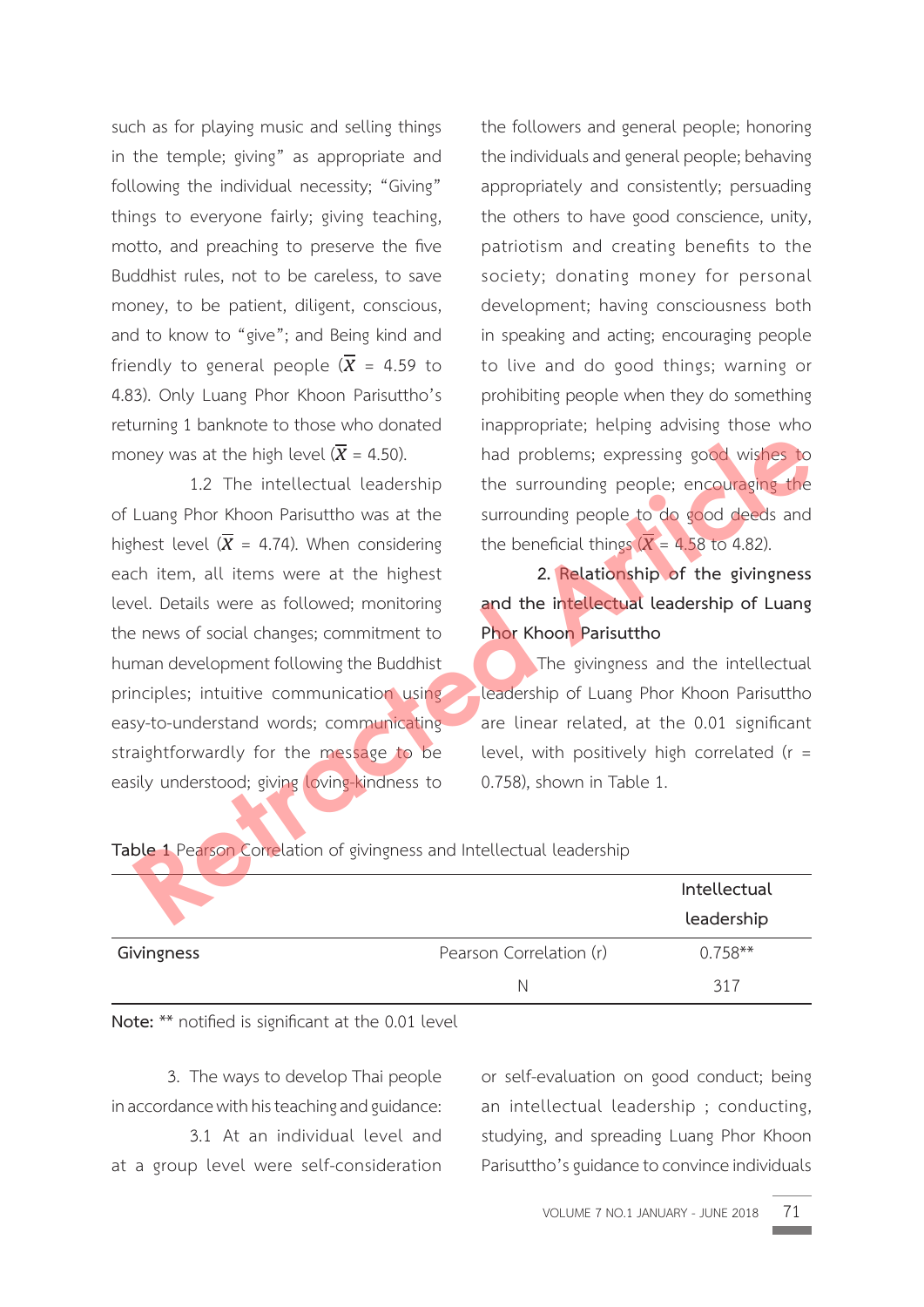such as for playing music and selling things in the temple; giving" as appropriate and following the individual necessity; "Giving" things to everyone fairly; giving teaching, motto, and preaching to preserve the five Buddhist rules, not to be careless, to save money, to be patient, diligent, conscious, and to know to "give"; and Being kind and friendly to general people ($\overline{X}$ = 4.59 to 4.83). Only Luang Phor Khoon Parisuttho's returning 1 banknote to those who donated money was at the high level ($\overline{X}$ = 4.50).

1.2 The intellectual leadership of Luang Phor Khoon Parisuttho was at the highest level ($\overline{X}$ = 4.74). When considering each item, all items were at the highest level. Details were as followed; monitoring the news of social changes; commitment to human development following the Buddhist principles; intuitive communication using easy-to-understand words; communicating straightforwardly for the message to be easily understood; giving loving-kindness to the followers and general people; honoring the individuals and general people; behaving appropriately and consistently; persuading the others to have good conscience, unity, patriotism and creating benefits to the society; donating money for personal development; having consciousness both in speaking and acting; encouraging people to live and do good things; warning or prohibiting people when they do something inappropriate; helping advising those who had problems; expressing good wishes to the surrounding people; encouraging the surrounding people to do good deeds and the beneficial things ($\overline{X}$ = 4.58 to 4.82).

**2. Relationship of the givingness and the intellectual leadership of Luang Phor Khoon Parisuttho**

The givingness and the intellectual leadership of Luang Phor Khoon Parisuttho are linear related, at the 0.01 significant level, with positively high correlated (r = 0.758), shown in Table 1.

**Table 1** Pearson Correlation of givingness and Intellectual leadership

| | | Intellectual leadership |
|---|---|---|
| Givingness | Pearson Correlation (r) | 0.758** |
| | N | 317 |

**Note:** ** notified is significant at the 0.01 level

3. The ways to develop Thai people in accordance with his teaching and guidance:

3.1 At an individual level and at a group level were self-consideration or self-evaluation on good conduct; being an intellectual leadership ; conducting, studying, and spreading Luang Phor Khoon Parisuttho's guidance to convince individuals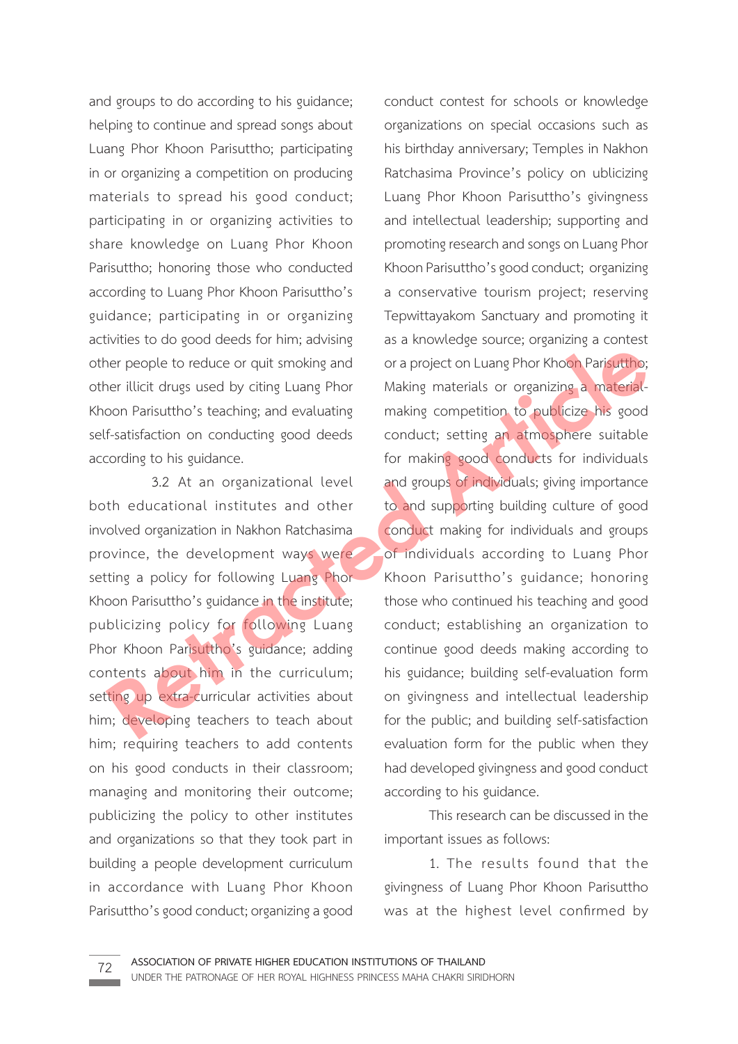and groups to do according to his guidance; helping to continue and spread songs about Luang Phor Khoon Parisuttho; participating in or organizing a competition on producing materials to spread his good conduct; participating in or organizing activities to share knowledge on Luang Phor Khoon Parisuttho; honoring those who conducted according to Luang Phor Khoon Parisuttho's guidance; participating in or organizing activities to do good deeds for him; advising other people to reduce or quit smoking and other illicit drugs used by citing Luang Phor Khoon Parisuttho's teaching; and evaluating self-satisfaction on conducting good deeds according to his guidance.

3.2 At an organizational level both educational institutes and other involved organization in Nakhon Ratchasima province, the development ways were setting a policy for following Luang Phor Khoon Parisuttho's guidance in the institute; publicizing policy for following Luang Phor Khoon Parisuttho's guidance; adding contents about him in the curriculum; setting up extra-curricular activities about him; developing teachers to teach about him; requiring teachers to add contents on his good conducts in their classroom; managing and monitoring their outcome; publicizing the policy to other institutes and organizations so that they took part in building a people development curriculum in accordance with Luang Phor Khoon Parisuttho's good conduct; organizing a good conduct contest for schools or knowledge organizations on special occasions such as his birthday anniversary; Temples in Nakhon Ratchasima Province's policy on ublicizing Luang Phor Khoon Parisuttho's givingness and intellectual leadership; supporting and promoting research and songs on Luang Phor Khoon Parisuttho's good conduct; organizing a conservative tourism project; reserving Tepwittayakom Sanctuary and promoting it as a knowledge source; organizing a contest or a project on Luang Phor Khoon Parisuttho; Making materials or organizing a material-making competition to publicize his good conduct; setting an atmosphere suitable for making good conducts for individuals and groups of individuals; giving importance to and supporting building culture of good conduct making for individuals and groups of individuals according to Luang Phor Khoon Parisuttho's guidance; honoring those who continued his teaching and good conduct; establishing an organization to continue good deeds making according to his guidance; building self-evaluation form on givingness and intellectual leadership for the public; and building self-satisfaction evaluation form for the public when they had developed givingness and good conduct according to his guidance.

This research can be discussed in the important issues as follows:

1. The results found that the givingness of Luang Phor Khoon Parisuttho was at the highest level confirmed by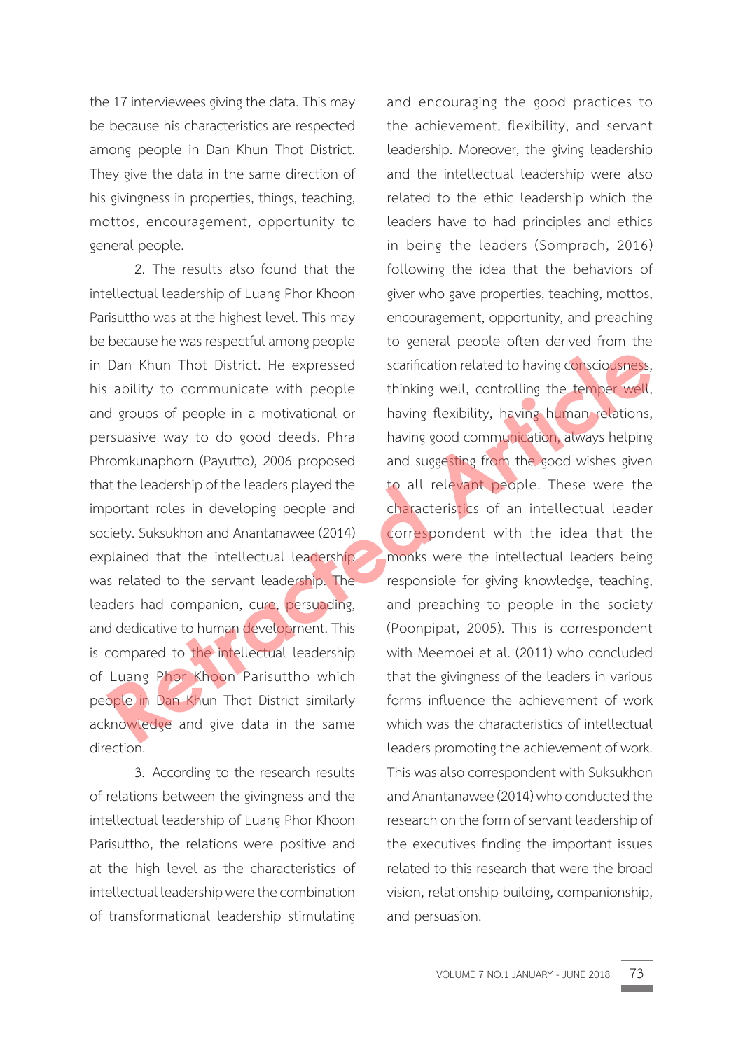the 17 interviewees giving the data. This may be because his characteristics are respected among people in Dan Khun Thot District. They give the data in the same direction of his givingness in properties, things, teaching, mottos, encouragement, opportunity to general people.

2. The results also found that the intellectual leadership of Luang Phor Khoon Parisuttho was at the highest level. This may be because he was respectful among people in Dan Khun Thot District. He expressed his ability to communicate with people and groups of people in a motivational or persuasive way to do good deeds. Phra Phromkunaphorn (Payutto), 2006 proposed that the leadership of the leaders played the important roles in developing people and society. Suksukhon and Anantanawee (2014) explained that the intellectual leadership was related to the servant leadership. The leaders had companion, cure, persuading, and dedicative to human development. This is compared to the intellectual leadership of Luang Phor Khoon Parisuttho which people in Dan Khun Thot District similarly acknowledge and give data in the same direction.

3. According to the research results of relations between the givingness and the intellectual leadership of Luang Phor Khoon Parisuttho, the relations were positive and at the high level as the characteristics of intellectual leadership were the combination of transformational leadership stimulating and encouraging the good practices to the achievement, flexibility, and servant leadership. Moreover, the giving leadership and the intellectual leadership were also related to the ethic leadership which the leaders have to had principles and ethics in being the leaders (Somprach, 2016) following the idea that the behaviors of giver who gave properties, teaching, mottos, encouragement, opportunity, and preaching to general people often derived from the scarification related to having consciousness, thinking well, controlling the temper well, having flexibility, having human relations, having good communication, always helping and suggesting from the good wishes given to all relevant people. These were the characteristics of an intellectual leader correspondent with the idea that the monks were the intellectual leaders being responsible for giving knowledge, teaching, and preaching to people in the society (Poonpipat, 2005). This is correspondent with Meemoei et al. (2011) who concluded that the givingness of the leaders in various forms influence the achievement of work which was the characteristics of intellectual leaders promoting the achievement of work. This was also correspondent with Suksukhon and Anantanawee (2014) who conducted the research on the form of servant leadership of the executives finding the important issues related to this research that were the broad vision, relationship building, companionship, and persuasion.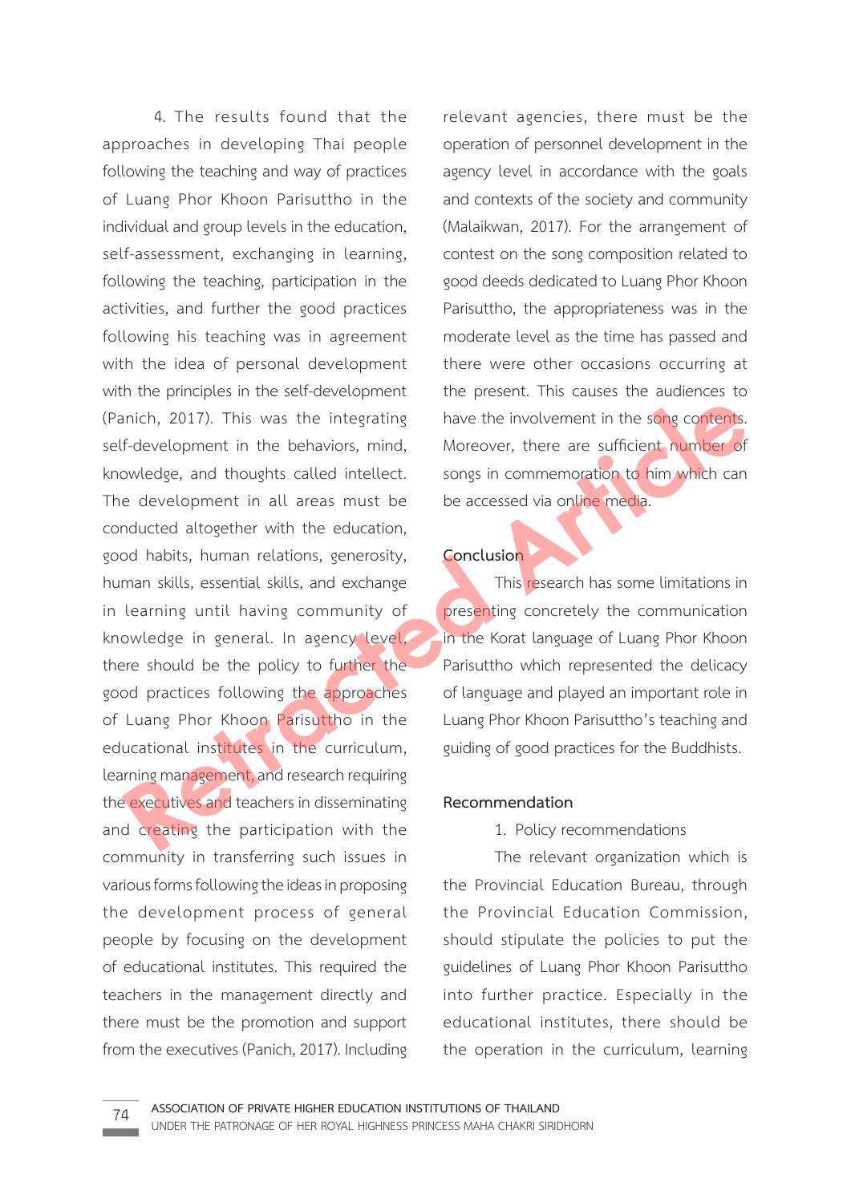4. The results found that the approaches in developing Thai people following the teaching and way of practices of Luang Phor Khoon Parisuttho in the individual and group levels in the education, self-assessment, exchanging in learning, following the teaching, participation in the activities, and further the good practices following his teaching was in agreement with the idea of personal development with the principles in the self-development (Panich, 2017). This was the integrating self-development in the behaviors, mind, knowledge, and thoughts called intellect. The development in all areas must be conducted altogether with the education, good habits, human relations, generosity, human skills, essential skills, and exchange in learning until having community of knowledge in general. In agency level, there should be the policy to further the good practices following the approaches of Luang Phor Khoon Parisuttho in the educational institutes in the curriculum, learning management, and research requiring the executives and teachers in disseminating and creating the participation with the community in transferring such issues in various forms following the ideas in proposing the development process of general people by focusing on the development of educational institutes. This required the teachers in the management directly and there must be the promotion and support from the executives (Panich, 2017). Including relevant agencies, there must be the operation of personnel development in the agency level in accordance with the goals and contexts of the society and community (Malaikwan, 2017). For the arrangement of contest on the song composition related to good deeds dedicated to Luang Phor Khoon Parisuttho, the appropriateness was in the moderate level as the time has passed and there were other occasions occurring at the present. This causes the audiences to have the involvement in the song contents. Moreover, there are sufficient number of songs in commemoration to him which can be accessed via online media.

## Conclusion

This research has some limitations in presenting concretely the communication in the Korat language of Luang Phor Khoon Parisuttho which represented the delicacy of language and played an important role in Luang Phor Khoon Parisuttho's teaching and guiding of good practices for the Buddhists.

## Recommendation

1. Policy recommendations

The relevant organization which is the Provincial Education Bureau, through the Provincial Education Commission, should stipulate the policies to put the guidelines of Luang Phor Khoon Parisuttho into further practice. Especially in the educational institutes, there should be the operation in the curriculum, learning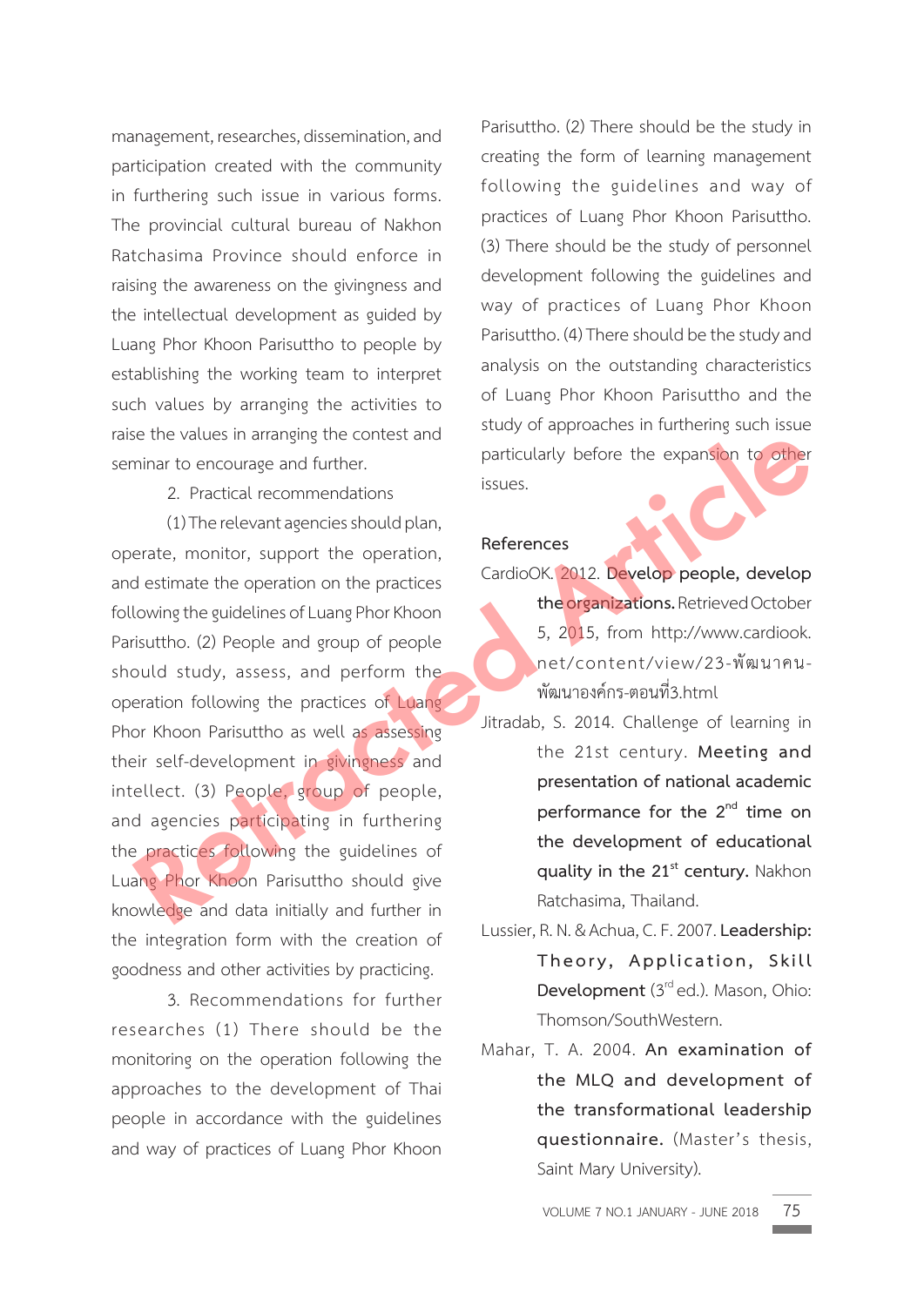management, researches, dissemination, and participation created with the community in furthering such issue in various forms. The provincial cultural bureau of Nakhon Ratchasima Province should enforce in raising the awareness on the givingness and the intellectual development as guided by Luang Phor Khoon Parisuttho to people by establishing the working team to interpret such values by arranging the activities to raise the values in arranging the contest and seminar to encourage and further.

2. Practical recommendations

(1) The relevant agencies should plan, operate, monitor, support the operation, and estimate the operation on the practices following the guidelines of Luang Phor Khoon Parisuttho. (2) People and group of people should study, assess, and perform the operation following the practices of Luang Phor Khoon Parisuttho as well as assessing their self-development in givingness and intellect. (3) People, group of people, and agencies participating in furthering the practices following the guidelines of Luang Phor Khoon Parisuttho should give knowledge and data initially and further in the integration form with the creation of goodness and other activities by practicing.

3. Recommendations for further researches (1) There should be the monitoring on the operation following the approaches to the development of Thai people in accordance with the guidelines and way of practices of Luang Phor Khoon Parisuttho. (2) There should be the study in creating the form of learning management following the guidelines and way of practices of Luang Phor Khoon Parisuttho. (3) There should be the study of personnel development following the guidelines and way of practices of Luang Phor Khoon Parisuttho. (4) There should be the study and analysis on the outstanding characteristics of Luang Phor Khoon Parisuttho and the study of approaches in furthering such issue particularly before the expansion to other issues.

## References

CardioOK. 2012. **Develop people, develop the organizations.** Retrieved October 5, 2015, from http://www.cardiook.net/content/view/23-พัฒนาคน-พัฒนาองค์กร-ตอนที่3.html

Jitradab, S. 2014. Challenge of learning in the 21st century. **Meeting and presentation of national academic performance for the 2nd time on the development of educational quality in the 21st century.** Nakhon Ratchasima, Thailand.

Lussier, R. N. & Achua, C. F. 2007. **Leadership: Theory, Application, Skill Development** (3rd ed.). Mason, Ohio: Thomson/SouthWestern.

Mahar, T. A. 2004. **An examination of the MLQ and development of the transformational leadership questionnaire.** (Master's thesis, Saint Mary University).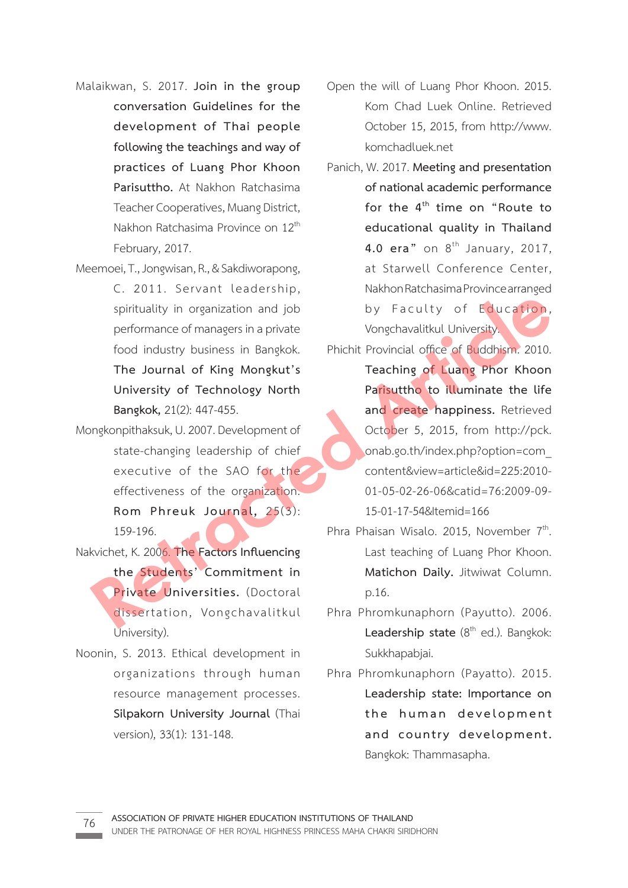Malaikwan, S. 2017. **Join in the group conversation Guidelines for the development of Thai people following the teachings and way of practices of Luang Phor Khoon Parisuttho.** At Nakhon Ratchasima Teacher Cooperatives, Muang District, Nakhon Ratchasima Province on 12th February, 2017.

Meemoei, T., Jongwisan, R., & Sakdiworapong, C. 2011. Servant leadership, spirituality in organization and job performance of managers in a private food industry business in Bangkok. **The Journal of King Mongkut's University of Technology North Bangkok,** 21(2): 447-455.

Mongkonpithaksuk, U. 2007. Development of state-changing leadership of chief executive of the SAO for the effectiveness of the organization. **Rom Phreuk Journal,** 25(3): 159-196.

Nakvichet, K. 2006. **The Factors Influencing the Students' Commitment in Private Universities.** (Doctoral dissertation, Vongchavalitkul University).

Noonin, S. 2013. Ethical development in organizations through human resource management processes. **Silpakorn University Journal** (Thai version), 33(1): 131-148.

Open the will of Luang Phor Khoon. 2015. Kom Chad Luek Online. Retrieved October 15, 2015, from http://www.komchadluek.net

Panich, W. 2017. **Meeting and presentation of national academic performance for the 4th time on "Route to educational quality in Thailand 4.0 era"** on 8th January, 2017, at Starwell Conference Center, Nakhon Ratchasima Province arranged by Faculty of Education, Vongchavalitkul University.

Phichit Provincial office of Buddhism. 2010. **Teaching of Luang Phor Khoon Parisuttho to illuminate the life and create happiness.** Retrieved October 5, 2015, from http://pck.onab.go.th/index.php?option=com_content&view=article&id=225:2010-01-05-02-26-06&catid=76:2009-09-15-01-17-54&Itemid=166

Phra Phaisan Wisalo. 2015, November 7th. Last teaching of Luang Phor Khoon. **Matichon Daily.** Jitwiwat Column. p.16.

Phra Phromkunaphorn (Payutto). 2006. **Leadership state** (8th ed.). Bangkok: Sukkhapabjai.

Phra Phromkunaphorn (Payatto). 2015. **Leadership state: Importance on the human development and country development.** Bangkok: Thammasapha.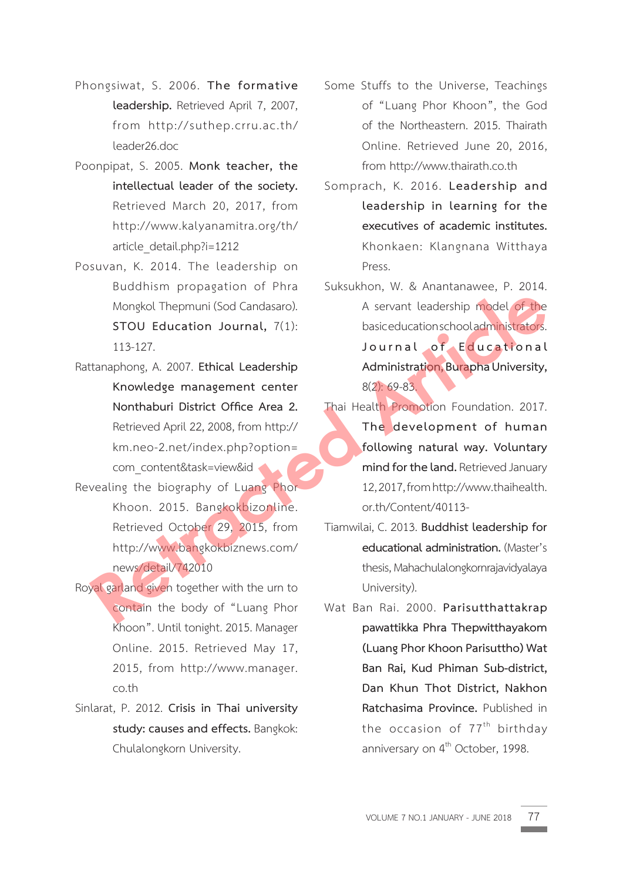Phongsiwat, S. 2006. **The formative leadership.** Retrieved April 7, 2007, from http://suthep.crru.ac.th/leader26.doc

Poonpipat, S. 2005. **Monk teacher, the intellectual leader of the society.** Retrieved March 20, 2017, from http://www.kalyanamitra.org/th/article_detail.php?i=1212

Posuvan, K. 2014. The leadership on Buddhism propagation of Phra Mongkol Thepmuni (Sod Candasaro). **STOU Education Journal,** 7(1): 113-127.

Rattanaphong, A. 2007. **Ethical Leadership Knowledge management center Nonthaburi District Office Area 2.** Retrieved April 22, 2008, from http://km.neo-2.net/index.php?option=com_content&task=view&id

Revealing the biography of Luang Phor Khoon. 2015. Bangkokbizonline. Retrieved October 29, 2015, from http://www.bangkokbiznews.com/news/detail/742010

Royal garland given together with the urn to contain the body of "Luang Phor Khoon". Until tonight. 2015. Manager Online. 2015. Retrieved May 17, 2015, from http://www.manager.co.th

Sinlarat, P. 2012. **Crisis in Thai university study: causes and effects.** Bangkok: Chulalongkorn University.

Some Stuffs to the Universe, Teachings of "Luang Phor Khoon", the God of the Northeastern. 2015. Thairath Online. Retrieved June 20, 2016, from http://www.thairath.co.th

Somprach, K. 2016. **Leadership and leadership in learning for the executives of academic institutes.** Khonkaen: Klangnana Witthaya Press.

Suksukhon, W. & Anantanawee, P. 2014. A servant leadership model of the basic education school administrators. **Journal of Educational Administration, Burapha University,** 8(2): 69-83.

Thai Health Promotion Foundation. 2017. **The development of human following natural way. Voluntary mind for the land.** Retrieved January 12, 2017, from http://www.thaihealth.or.th/Content/40113-

Tiamwilai, C. 2013. **Buddhist leadership for educational administration.** (Master's thesis, Mahachulalongkornrajavidyalaya University).

Wat Ban Rai. 2000. **Parisutthattakrap pawattikka Phra Thepwitthayakom (Luang Phor Khoon Parisuttho) Wat Ban Rai, Kud Phiman Sub-district, Dan Khun Thot District, Nakhon Ratchasima Province.** Published in the occasion of 77th birthday anniversary on 4th October, 1998.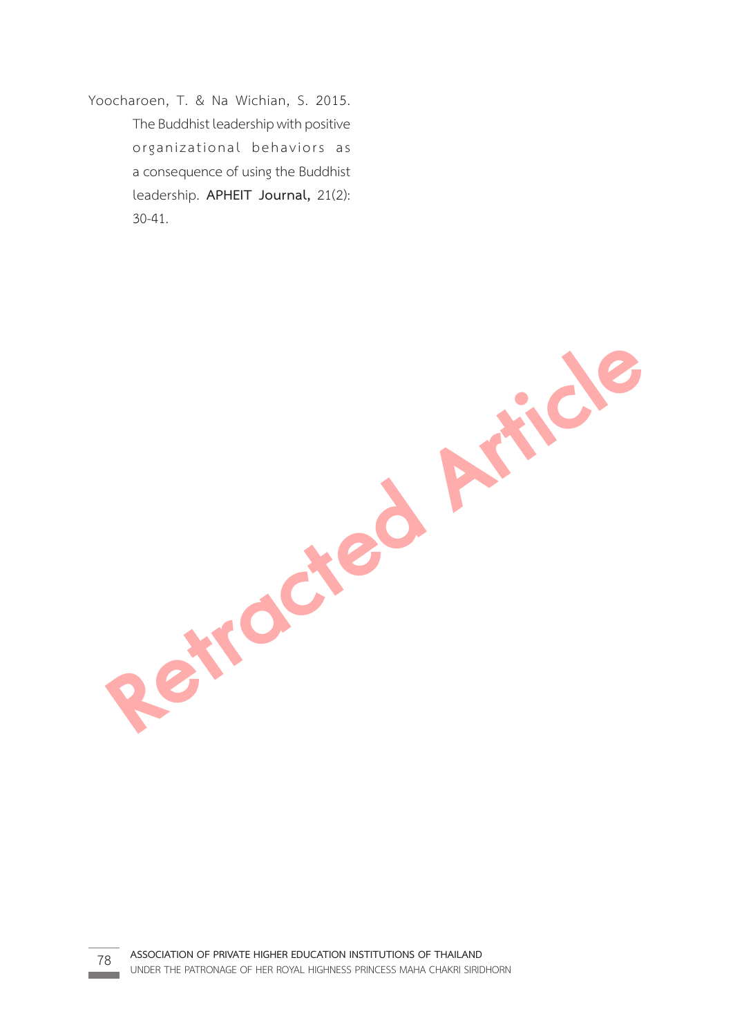Yoocharoen, T. & Na Wichian, S. 2015. The Buddhist leadership with positive organizational behaviors as a consequence of using the Buddhist leadership. **APHEIT Journal,** 21(2): 30-41.

Retracted Article